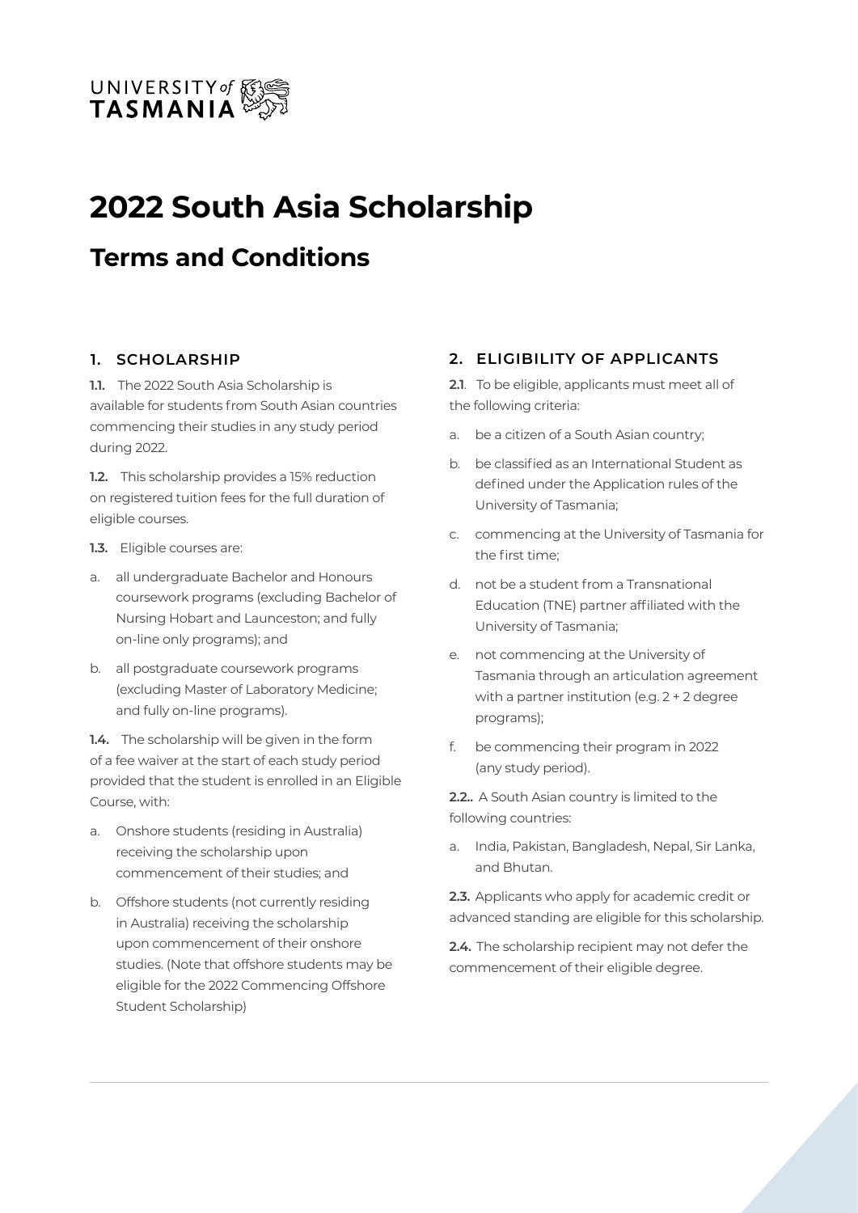UNIVERSITY of TASMANIA

# 2022 South Asia Scholarship

## Terms and Conditions

### 1. SCHOLARSHIP

**1.1.** The 2022 South Asia Scholarship is available for students from South Asian countries commencing their studies in any study period during 2022.

**1.2.** This scholarship provides a 15% reduction on registered tuition fees for the full duration of eligible courses.

**1.3.** Eligible courses are:

a. all undergraduate Bachelor and Honours coursework programs (excluding Bachelor of Nursing Hobart and Launceston; and fully on-line only programs); and

b. all postgraduate coursework programs (excluding Master of Laboratory Medicine; and fully on-line programs).

**1.4.** The scholarship will be given in the form of a fee waiver at the start of each study period provided that the student is enrolled in an Eligible Course, with:

a. Onshore students (residing in Australia) receiving the scholarship upon commencement of their studies; and

b. Offshore students (not currently residing in Australia) receiving the scholarship upon commencement of their onshore studies. (Note that offshore students may be eligible for the 2022 Commencing Offshore Student Scholarship)

### 2. ELIGIBILITY OF APPLICANTS

**2.1**. To be eligible, applicants must meet all of the following criteria:

a. be a citizen of a South Asian country;

b. be classified as an International Student as defined under the Application rules of the University of Tasmania;

c. commencing at the University of Tasmania for the first time;

d. not be a student from a Transnational Education (TNE) partner affiliated with the University of Tasmania;

e. not commencing at the University of Tasmania through an articulation agreement with a partner institution (e.g. 2 + 2 degree programs);

f. be commencing their program in 2022 (any study period).

**2.2.**. A South Asian country is limited to the following countries:

a. India, Pakistan, Bangladesh, Nepal, Sir Lanka, and Bhutan.

**2.3.** Applicants who apply for academic credit or advanced standing are eligible for this scholarship.

**2.4.** The scholarship recipient may not defer the commencement of their eligible degree.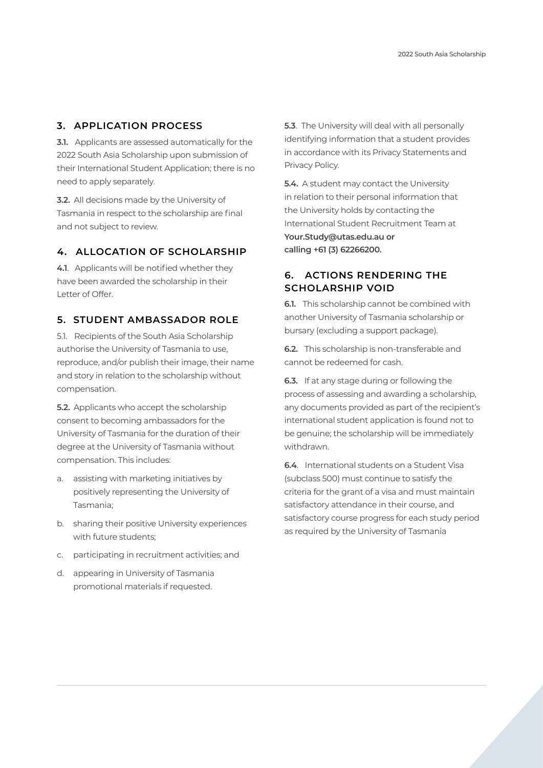## 3. APPLICATION PROCESS

**3.1.** Applicants are assessed automatically for the 2022 South Asia Scholarship upon submission of their International Student Application; there is no need to apply separately.

**3.2.** All decisions made by the University of Tasmania in respect to the scholarship are final and not subject to review.

## 4. ALLOCATION OF SCHOLARSHIP

**4.1**. Applicants will be notified whether they have been awarded the scholarship in their Letter of Offer.

## 5. STUDENT AMBASSADOR ROLE

5.1. Recipients of the South Asia Scholarship authorise the University of Tasmania to use, reproduce, and/or publish their image, their name and story in relation to the scholarship without compensation.

**5.2.** Applicants who accept the scholarship consent to becoming ambassadors for the University of Tasmania for the duration of their degree at the University of Tasmania without compensation. This includes:

a. assisting with marketing initiatives by positively representing the University of Tasmania;

b. sharing their positive University experiences with future students;

c. participating in recruitment activities; and

d. appearing in University of Tasmania promotional materials if requested.

**5.3**. The University will deal with all personally identifying information that a student provides in accordance with its Privacy Statements and Privacy Policy.

**5.4.** A student may contact the University in relation to their personal information that the University holds by contacting the International Student Recruitment Team at **Your.Study@utas.edu.au or calling +61 (3) 62266200.**

## 6. ACTIONS RENDERING THE SCHOLARSHIP VOID

**6.1.** This scholarship cannot be combined with another University of Tasmania scholarship or bursary (excluding a support package).

**6.2.** This scholarship is non-transferable and cannot be redeemed for cash.

**6.3.** If at any stage during or following the process of assessing and awarding a scholarship, any documents provided as part of the recipient's international student application is found not to be genuine; the scholarship will be immediately withdrawn.

**6.4**. International students on a Student Visa (subclass 500) must continue to satisfy the criteria for the grant of a visa and must maintain satisfactory attendance in their course, and satisfactory course progress for each study period as required by the University of Tasmania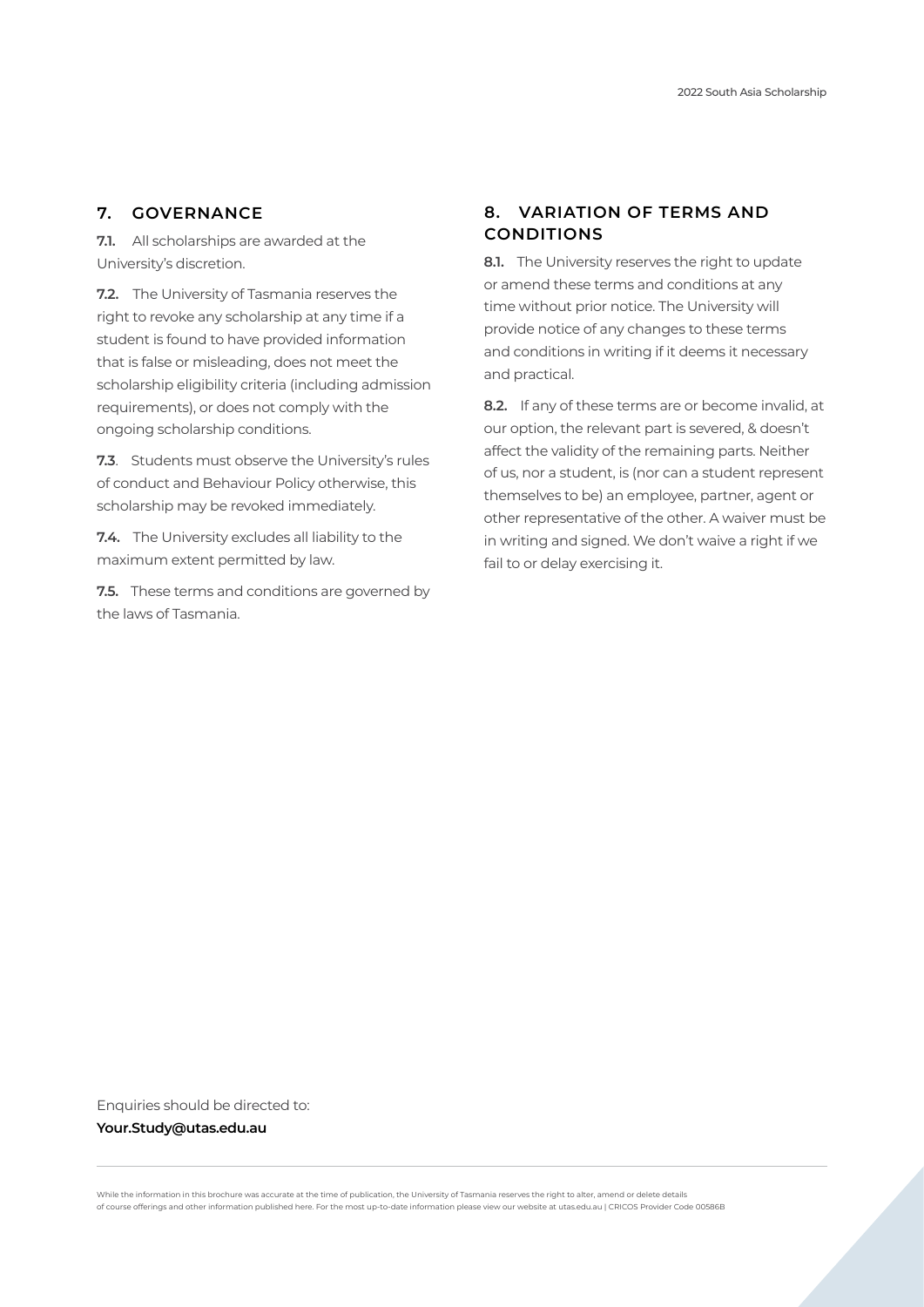## 7. GOVERNANCE

**7.1.** All scholarships are awarded at the University's discretion.

**7.2.** The University of Tasmania reserves the right to revoke any scholarship at any time if a student is found to have provided information that is false or misleading, does not meet the scholarship eligibility criteria (including admission requirements), or does not comply with the ongoing scholarship conditions.

**7.3**. Students must observe the University's rules of conduct and Behaviour Policy otherwise, this scholarship may be revoked immediately.

**7.4.** The University excludes all liability to the maximum extent permitted by law.

**7.5.** These terms and conditions are governed by the laws of Tasmania.

## 8. VARIATION OF TERMS AND CONDITIONS

**8.1.** The University reserves the right to update or amend these terms and conditions at any time without prior notice. The University will provide notice of any changes to these terms and conditions in writing if it deems it necessary and practical.

**8.2.** If any of these terms are or become invalid, at our option, the relevant part is severed, & doesn't affect the validity of the remaining parts. Neither of us, nor a student, is (nor can a student represent themselves to be) an employee, partner, agent or other representative of the other. A waiver must be in writing and signed. We don't waive a right if we fail to or delay exercising it.

Enquiries should be directed to:
**Your.Study@utas.edu.au**

While the information in this brochure was accurate at the time of publication, the University of Tasmania reserves the right to alter, amend or delete details of course offerings and other information published here. For the most up-to-date information please view our website at utas.edu.au | CRICOS Provider Code 00586B